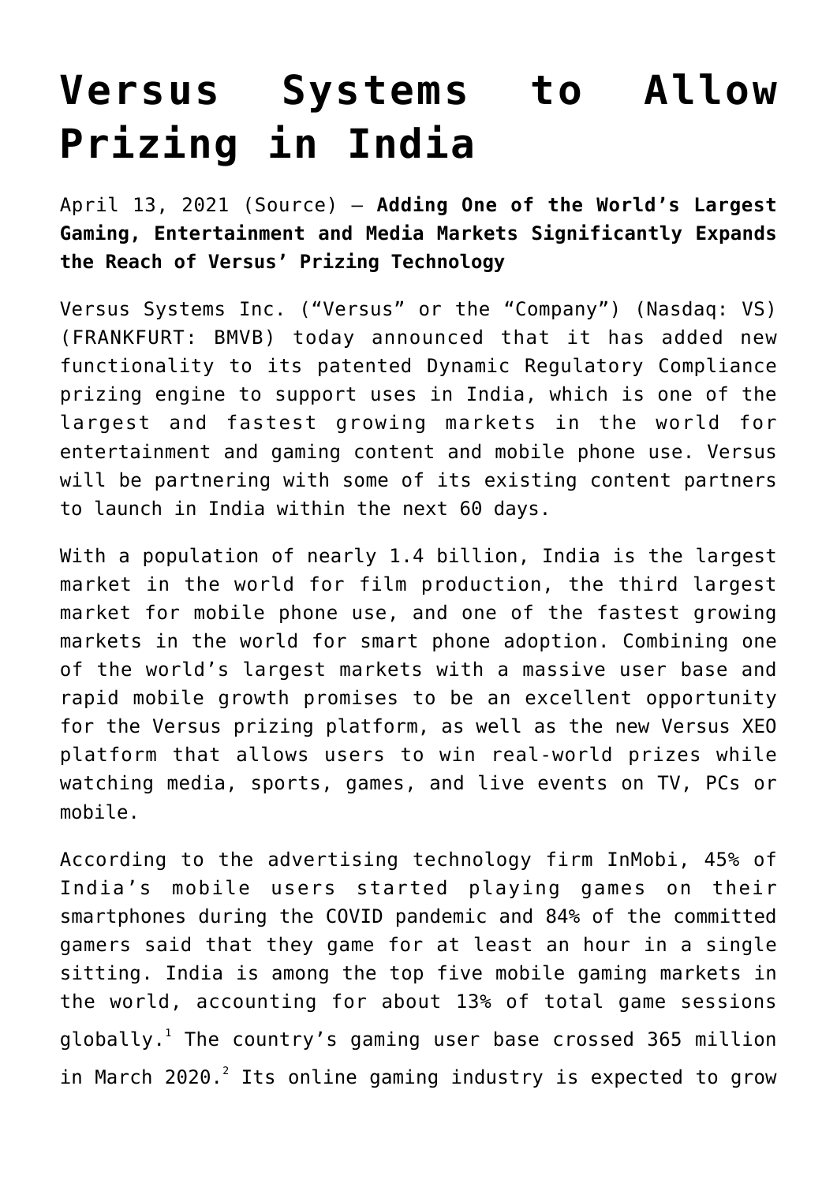# Versus Systems to Allow Prizing in India

April 13, 2021 (Source) — **Adding One of the World's Largest Gaming, Entertainment and Media Markets Significantly Expands the Reach of Versus' Prizing Technology**

Versus Systems Inc. ("Versus" or the "Company") (Nasdaq: VS) (FRANKFURT: BMVB) today announced that it has added new functionality to its patented Dynamic Regulatory Compliance prizing engine to support uses in India, which is one of the largest and fastest growing markets in the world for entertainment and gaming content and mobile phone use. Versus will be partnering with some of its existing content partners to launch in India within the next 60 days.

With a population of nearly 1.4 billion, India is the largest market in the world for film production, the third largest market for mobile phone use, and one of the fastest growing markets in the world for smart phone adoption. Combining one of the world's largest markets with a massive user base and rapid mobile growth promises to be an excellent opportunity for the Versus prizing platform, as well as the new Versus XEO platform that allows users to win real-world prizes while watching media, sports, games, and live events on TV, PCs or mobile.

According to the advertising technology firm InMobi, 45% of India's mobile users started playing games on their smartphones during the COVID pandemic and 84% of the committed gamers said that they game for at least an hour in a single sitting. India is among the top five mobile gaming markets in the world, accounting for about 13% of total game sessions globally.[1] The country's gaming user base crossed 365 million in March 2020.[2] Its online gaming industry is expected to grow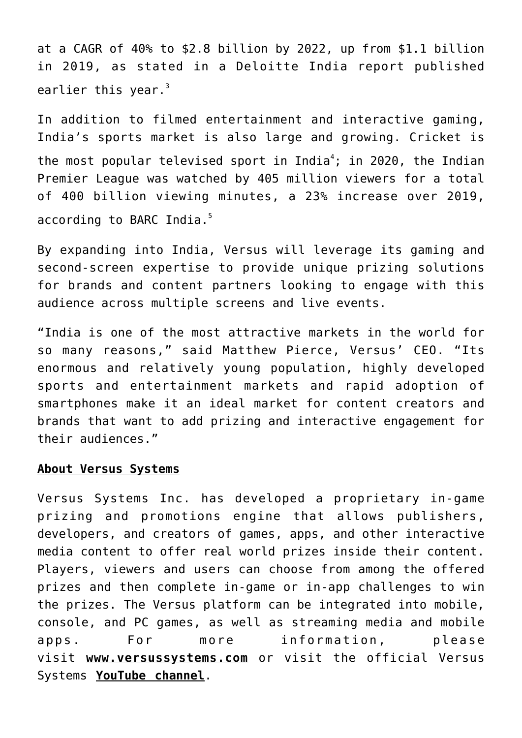at a CAGR of 40% to $2.8 billion by 2022, up from $1.1 billion in 2019, as stated in a Deloitte India report published earlier this year.[3]

In addition to filmed entertainment and interactive gaming, India's sports market is also large and growing. Cricket is the most popular televised sport in India[4]; in 2020, the Indian Premier League was watched by 405 million viewers for a total of 400 billion viewing minutes, a 23% increase over 2019, according to BARC India.[5]

By expanding into India, Versus will leverage its gaming and second-screen expertise to provide unique prizing solutions for brands and content partners looking to engage with this audience across multiple screens and live events.

"India is one of the most attractive markets in the world for so many reasons," said Matthew Pierce, Versus' CEO. "Its enormous and relatively young population, highly developed sports and entertainment markets and rapid adoption of smartphones make it an ideal market for content creators and brands that want to add prizing and interactive engagement for their audiences."

**About Versus Systems**

Versus Systems Inc. has developed a proprietary in-game prizing and promotions engine that allows publishers, developers, and creators of games, apps, and other interactive media content to offer real world prizes inside their content. Players, viewers and users can choose from among the offered prizes and then complete in-game or in-app challenges to win the prizes. The Versus platform can be integrated into mobile, console, and PC games, as well as streaming media and mobile apps. For more information, please visit **www.versussystems.com** or visit the official Versus Systems **YouTube channel**.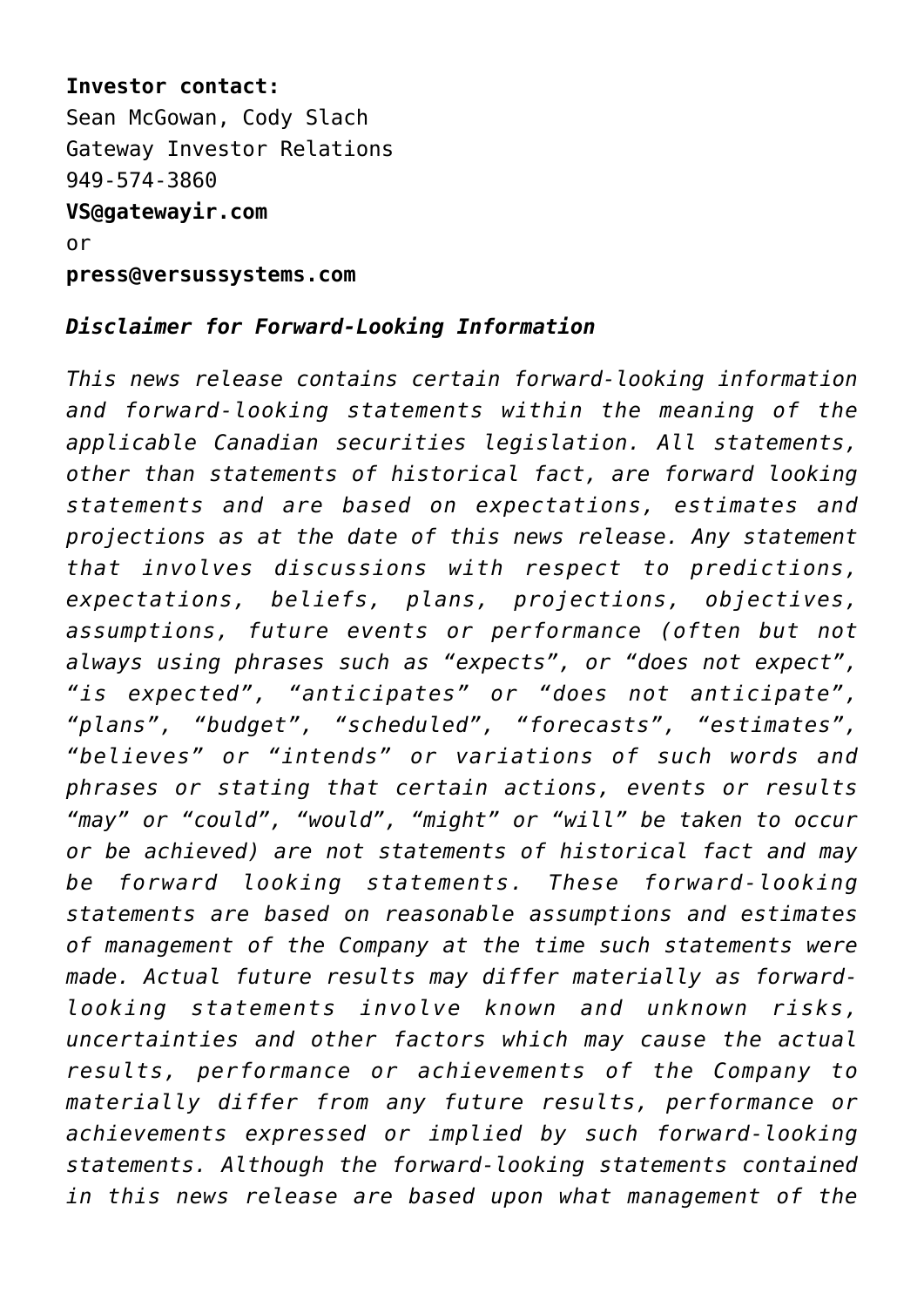**Investor contact:**
Sean McGowan, Cody Slach
Gateway Investor Relations
949-574-3860
**VS@gatewayir.com**
or
**press@versussystems.com**

***Disclaimer for Forward-Looking Information***

*This news release contains certain forward-looking information and forward-looking statements within the meaning of the applicable Canadian securities legislation. All statements, other than statements of historical fact, are forward looking statements and are based on expectations, estimates and projections as at the date of this news release. Any statement that involves discussions with respect to predictions, expectations, beliefs, plans, projections, objectives, assumptions, future events or performance (often but not always using phrases such as "expects", or "does not expect", "is expected", "anticipates" or "does not anticipate", "plans", "budget", "scheduled", "forecasts", "estimates", "believes" or "intends" or variations of such words and phrases or stating that certain actions, events or results "may" or "could", "would", "might" or "will" be taken to occur or be achieved) are not statements of historical fact and may be forward looking statements. These forward-looking statements are based on reasonable assumptions and estimates of management of the Company at the time such statements were made. Actual future results may differ materially as forward-looking statements involve known and unknown risks, uncertainties and other factors which may cause the actual results, performance or achievements of the Company to materially differ from any future results, performance or achievements expressed or implied by such forward-looking statements. Although the forward-looking statements contained in this news release are based upon what management of the*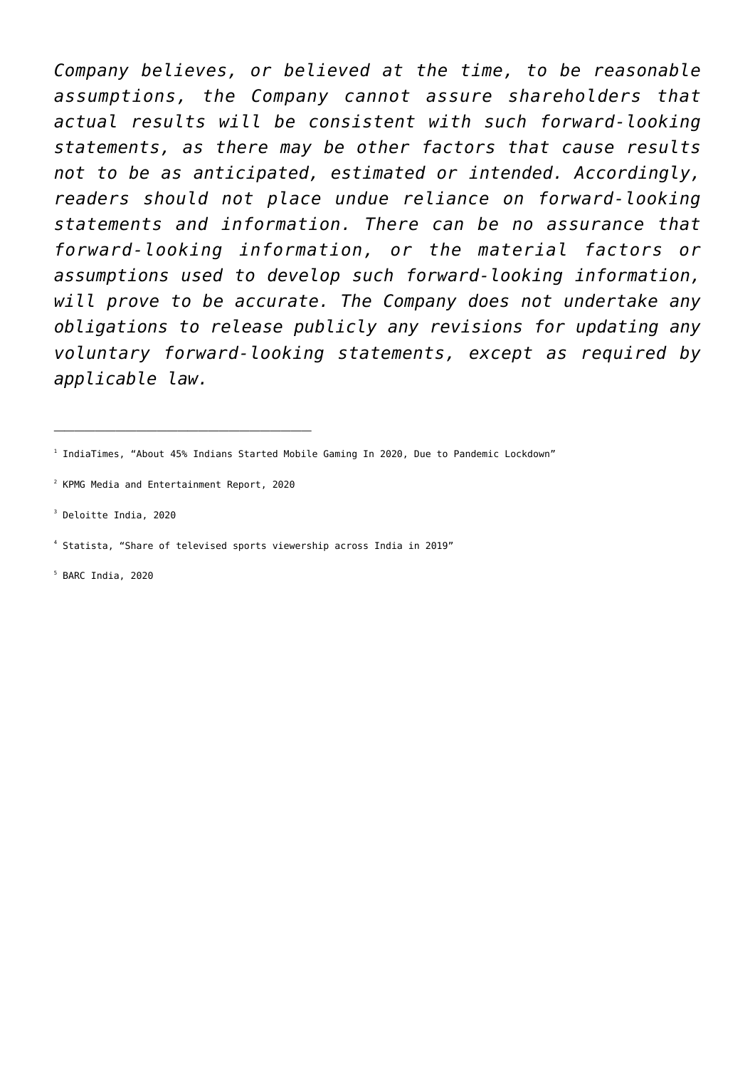*Company believes, or believed at the time, to be reasonable assumptions, the Company cannot assure shareholders that actual results will be consistent with such forward-looking statements, as there may be other factors that cause results not to be as anticipated, estimated or intended. Accordingly, readers should not place undue reliance on forward-looking statements and information. There can be no assurance that forward-looking information, or the material factors or assumptions used to develop such forward-looking information, will prove to be accurate. The Company does not undertake any obligations to release publicly any revisions for updating any voluntary forward-looking statements, except as required by applicable law.*

---

[1] IndiaTimes, "About 45% Indians Started Mobile Gaming In 2020, Due to Pandemic Lockdown"

[2] KPMG Media and Entertainment Report, 2020

[3] Deloitte India, 2020

[4] Statista, "Share of televised sports viewership across India in 2019"

[5] BARC India, 2020